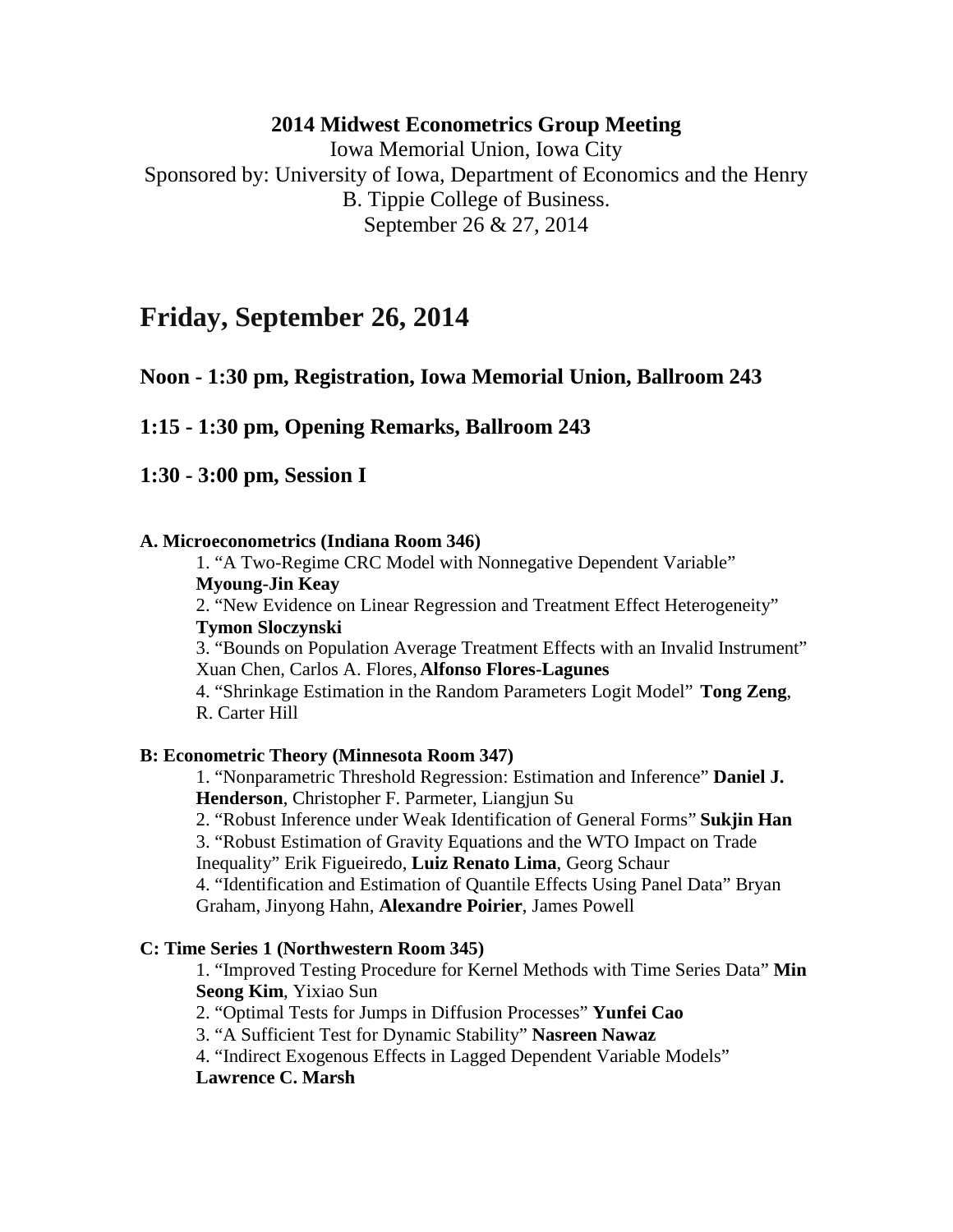**2014 Midwest Econometrics Group Meeting**

Iowa Memorial Union, Iowa City

Sponsored by: University of Iowa, Department of Economics and the Henry B. Tippie College of Business.

September 26 & 27, 2014

# Friday, September 26, 2014

## Noon - 1:30 pm, Registration, Iowa Memorial Union, Ballroom 243

## 1:15 - 1:30 pm, Opening Remarks, Ballroom 243

## 1:30 - 3:00 pm, Session I

**A. Microeconometrics (Indiana Room 346)**

1. "A Two-Regime CRC Model with Nonnegative Dependent Variable" **Myoung-Jin Keay**
2. "New Evidence on Linear Regression and Treatment Effect Heterogeneity" **Tymon Sloczynski**
3. "Bounds on Population Average Treatment Effects with an Invalid Instrument" Xuan Chen, Carlos A. Flores, **Alfonso Flores-Lagunes**
4. "Shrinkage Estimation in the Random Parameters Logit Model" **Tong Zeng**, R. Carter Hill

**B: Econometric Theory (Minnesota Room 347)**

1. "Nonparametric Threshold Regression: Estimation and Inference" **Daniel J. Henderson**, Christopher F. Parmeter, Liangjun Su
2. "Robust Inference under Weak Identification of General Forms" **Sukjin Han**
3. "Robust Estimation of Gravity Equations and the WTO Impact on Trade Inequality" Erik Figueiredo, **Luiz Renato Lima**, Georg Schaur
4. "Identification and Estimation of Quantile Effects Using Panel Data" Bryan Graham, Jinyong Hahn, **Alexandre Poirier**, James Powell

**C: Time Series 1 (Northwestern Room 345)**

1. "Improved Testing Procedure for Kernel Methods with Time Series Data" **Min Seong Kim**, Yixiao Sun
2. "Optimal Tests for Jumps in Diffusion Processes" **Yunfei Cao**
3. "A Sufficient Test for Dynamic Stability" **Nasreen Nawaz**
4. "Indirect Exogenous Effects in Lagged Dependent Variable Models" **Lawrence C. Marsh**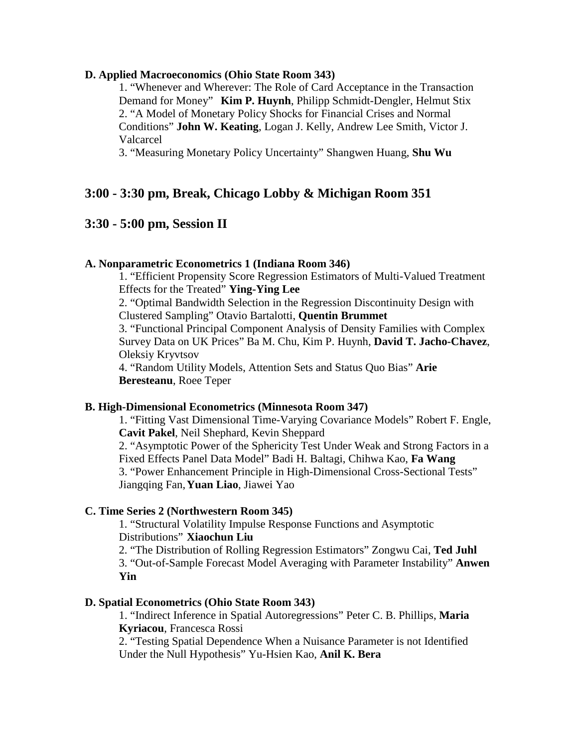#### D. Applied Macroeconomics (Ohio State Room 343)

1. "Whenever and Wherever: The Role of Card Acceptance in the Transaction Demand for Money" **Kim P. Huynh**, Philipp Schmidt-Dengler, Helmut Stix
2. "A Model of Monetary Policy Shocks for Financial Crises and Normal Conditions" **John W. Keating**, Logan J. Kelly, Andrew Lee Smith, Victor J. Valcarcel
3. "Measuring Monetary Policy Uncertainty" Shangwen Huang, **Shu Wu**

## 3:00 - 3:30 pm, Break, Chicago Lobby & Michigan Room 351

## 3:30 - 5:00 pm, Session II

#### A. Nonparametric Econometrics 1 (Indiana Room 346)

1. "Efficient Propensity Score Regression Estimators of Multi-Valued Treatment Effects for the Treated" **Ying-Ying Lee**
2. "Optimal Bandwidth Selection in the Regression Discontinuity Design with Clustered Sampling" Otavio Bartalotti, **Quentin Brummet**
3. "Functional Principal Component Analysis of Density Families with Complex Survey Data on UK Prices" Ba M. Chu, Kim P. Huynh, **David T. Jacho-Chavez**, Oleksiy Kryvtsov
4. "Random Utility Models, Attention Sets and Status Quo Bias" **Arie Beresteanu**, Roee Teper

#### B. High-Dimensional Econometrics (Minnesota Room 347)

1. "Fitting Vast Dimensional Time-Varying Covariance Models" Robert F. Engle, **Cavit Pakel**, Neil Shephard, Kevin Sheppard
2. "Asymptotic Power of the Sphericity Test Under Weak and Strong Factors in a Fixed Effects Panel Data Model" Badi H. Baltagi, Chihwa Kao, **Fa Wang**
3. "Power Enhancement Principle in High-Dimensional Cross-Sectional Tests" Jiangqing Fan, **Yuan Liao**, Jiawei Yao

#### C. Time Series 2 (Northwestern Room 345)

1. "Structural Volatility Impulse Response Functions and Asymptotic Distributions" **Xiaochun Liu**
2. "The Distribution of Rolling Regression Estimators" Zongwu Cai, **Ted Juhl**
3. "Out-of-Sample Forecast Model Averaging with Parameter Instability" **Anwen Yin**

#### D. Spatial Econometrics (Ohio State Room 343)

1. "Indirect Inference in Spatial Autoregressions" Peter C. B. Phillips, **Maria Kyriacou**, Francesca Rossi
2. "Testing Spatial Dependence When a Nuisance Parameter is not Identified Under the Null Hypothesis" Yu-Hsien Kao, **Anil K. Bera**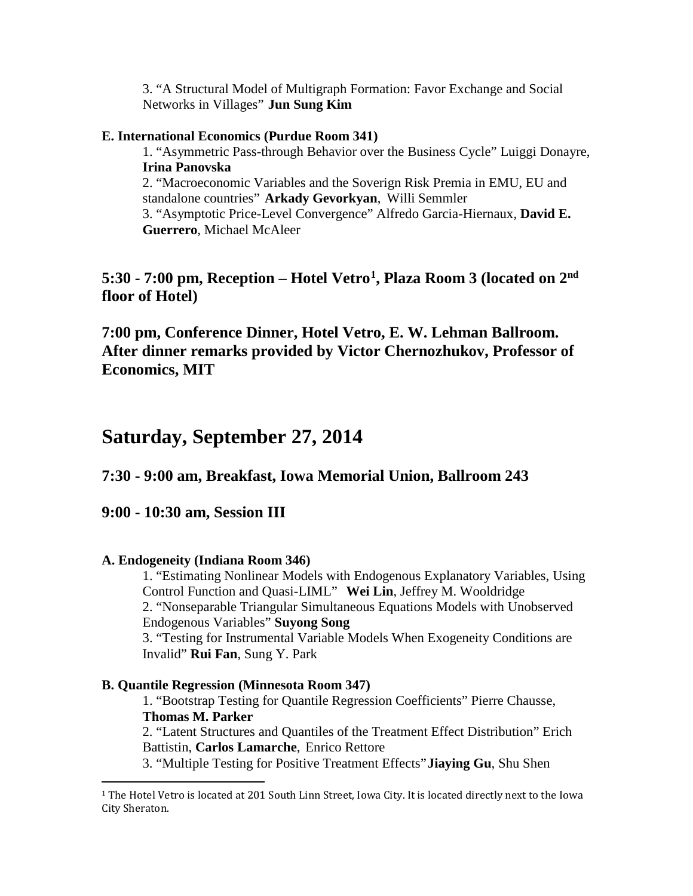3. “A Structural Model of Multigraph Formation: Favor Exchange and Social Networks in Villages” **Jun Sung Kim**

**E. International Economics (Purdue Room 341)**

1. “Asymmetric Pass-through Behavior over the Business Cycle” Luiggi Donayre, **Irina Panovska**
2. “Macroeconomic Variables and the Soverign Risk Premia in EMU, EU and standalone countries” **Arkady Gevorkyan**, Willi Semmler
3. “Asymptotic Price-Level Convergence” Alfredo Garcia-Hiernaux, **David E. Guerrero**, Michael McAleer

### 5:30 - 7:00 pm, Reception – Hotel Vetro[1], Plaza Room 3 (located on 2nd floor of Hotel)

### 7:00 pm, Conference Dinner, Hotel Vetro, E. W. Lehman Ballroom. After dinner remarks provided by Victor Chernozhukov, Professor of Economics, MIT

## Saturday, September 27, 2014

### 7:30 - 9:00 am, Breakfast, Iowa Memorial Union, Ballroom 243

### 9:00 - 10:30 am, Session III

**A. Endogeneity (Indiana Room 346)**

1. “Estimating Nonlinear Models with Endogenous Explanatory Variables, Using Control Function and Quasi-LIML” **Wei Lin**, Jeffrey M. Wooldridge
2. “Nonseparable Triangular Simultaneous Equations Models with Unobserved Endogenous Variables” **Suyong Song**
3. “Testing for Instrumental Variable Models When Exogeneity Conditions are Invalid” **Rui Fan**, Sung Y. Park

**B. Quantile Regression (Minnesota Room 347)**

1. “Bootstrap Testing for Quantile Regression Coefficients” Pierre Chausse, **Thomas M. Parker**
2. “Latent Structures and Quantiles of the Treatment Effect Distribution” Erich Battistin, **Carlos Lamarche**, Enrico Rettore
3. “Multiple Testing for Positive Treatment Effects” **Jiaying Gu**, Shu Shen

[1] The Hotel Vetro is located at 201 South Linn Street, Iowa City. It is located directly next to the Iowa City Sheraton.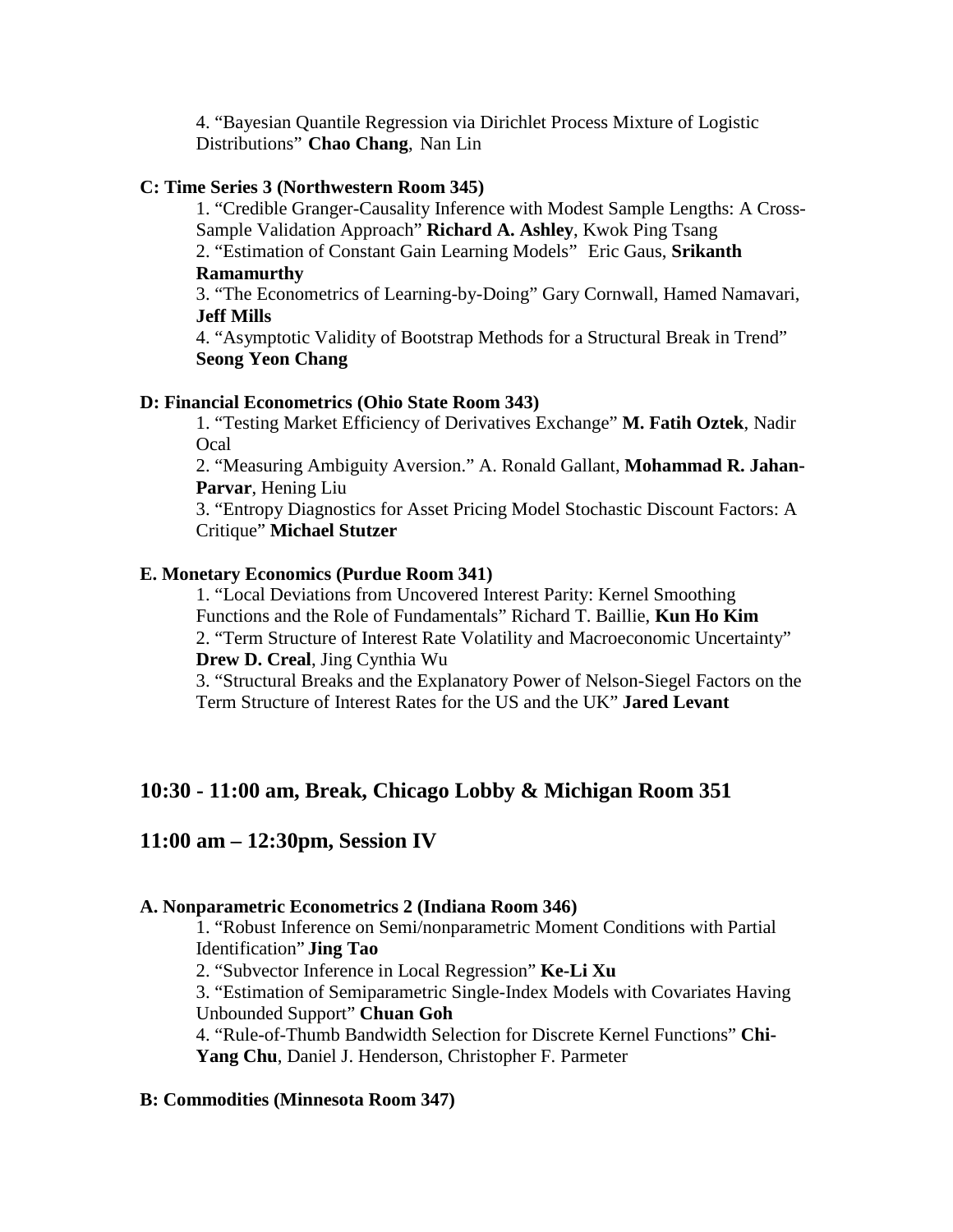4. “Bayesian Quantile Regression via Dirichlet Process Mixture of Logistic Distributions” **Chao Chang**, Nan Lin

**C: Time Series 3 (Northwestern Room 345)**

1. “Credible Granger-Causality Inference with Modest Sample Lengths: A Cross-Sample Validation Approach” **Richard A. Ashley**, Kwok Ping Tsang
2. “Estimation of Constant Gain Learning Models” Eric Gaus, **Srikanth Ramamurthy**
3. “The Econometrics of Learning-by-Doing” Gary Cornwall, Hamed Namavari, **Jeff Mills**
4. “Asymptotic Validity of Bootstrap Methods for a Structural Break in Trend” **Seong Yeon Chang**

**D: Financial Econometrics (Ohio State Room 343)**

1. “Testing Market Efficiency of Derivatives Exchange” **M. Fatih Oztek**, Nadir Ocal
2. “Measuring Ambiguity Aversion.” A. Ronald Gallant, **Mohammad R. Jahan-Parvar**, Hening Liu
3. “Entropy Diagnostics for Asset Pricing Model Stochastic Discount Factors: A Critique” **Michael Stutzer**

**E. Monetary Economics (Purdue Room 341)**

1. “Local Deviations from Uncovered Interest Parity: Kernel Smoothing Functions and the Role of Fundamentals” Richard T. Baillie, **Kun Ho Kim**
2. “Term Structure of Interest Rate Volatility and Macroeconomic Uncertainty” **Drew D. Creal**, Jing Cynthia Wu
3. “Structural Breaks and the Explanatory Power of Nelson-Siegel Factors on the Term Structure of Interest Rates for the US and the UK” **Jared Levant**

## 10:30 - 11:00 am, Break, Chicago Lobby & Michigan Room 351

## 11:00 am – 12:30pm, Session IV

**A. Nonparametric Econometrics 2 (Indiana Room 346)**

1. “Robust Inference on Semi/nonparametric Moment Conditions with Partial Identification” **Jing Tao**
2. “Subvector Inference in Local Regression” **Ke-Li Xu**
3. “Estimation of Semiparametric Single-Index Models with Covariates Having Unbounded Support” **Chuan Goh**
4. “Rule-of-Thumb Bandwidth Selection for Discrete Kernel Functions” **Chi-Yang Chu**, Daniel J. Henderson, Christopher F. Parmeter

**B: Commodities (Minnesota Room 347)**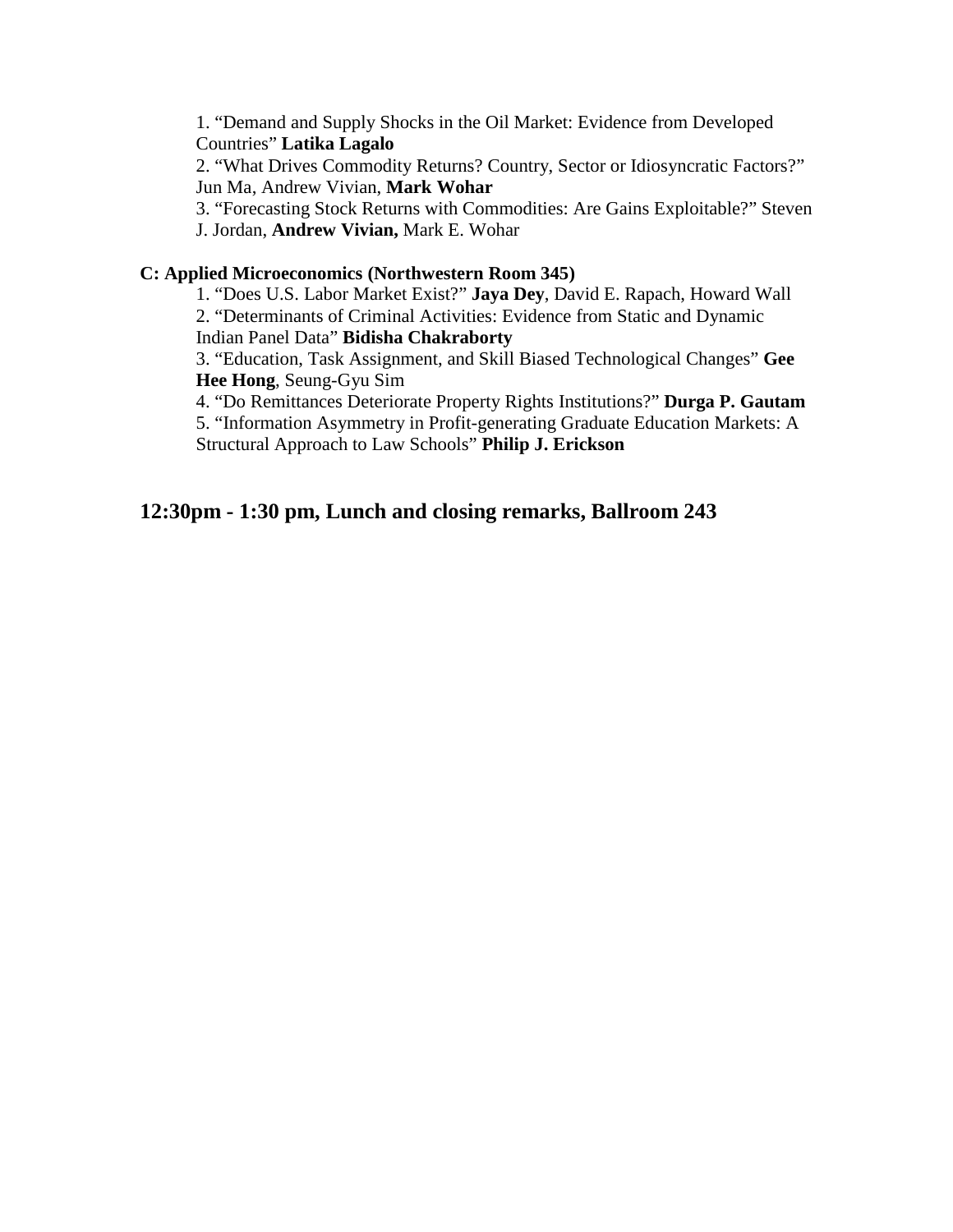1. "Demand and Supply Shocks in the Oil Market: Evidence from Developed Countries" **Latika Lagalo**
2. "What Drives Commodity Returns? Country, Sector or Idiosyncratic Factors?" Jun Ma, Andrew Vivian, **Mark Wohar**
3. "Forecasting Stock Returns with Commodities: Are Gains Exploitable?" Steven J. Jordan, **Andrew Vivian,** Mark E. Wohar

**C: Applied Microeconomics (Northwestern Room 345)**

1. "Does U.S. Labor Market Exist?" **Jaya Dey**, David E. Rapach, Howard Wall
2. "Determinants of Criminal Activities: Evidence from Static and Dynamic Indian Panel Data" **Bidisha Chakraborty**
3. "Education, Task Assignment, and Skill Biased Technological Changes" **Gee Hee Hong**, Seung-Gyu Sim
4. "Do Remittances Deteriorate Property Rights Institutions?" **Durga P. Gautam**
5. "Information Asymmetry in Profit-generating Graduate Education Markets: A Structural Approach to Law Schools" **Philip J. Erickson**

## 12:30pm - 1:30 pm, Lunch and closing remarks, Ballroom 243